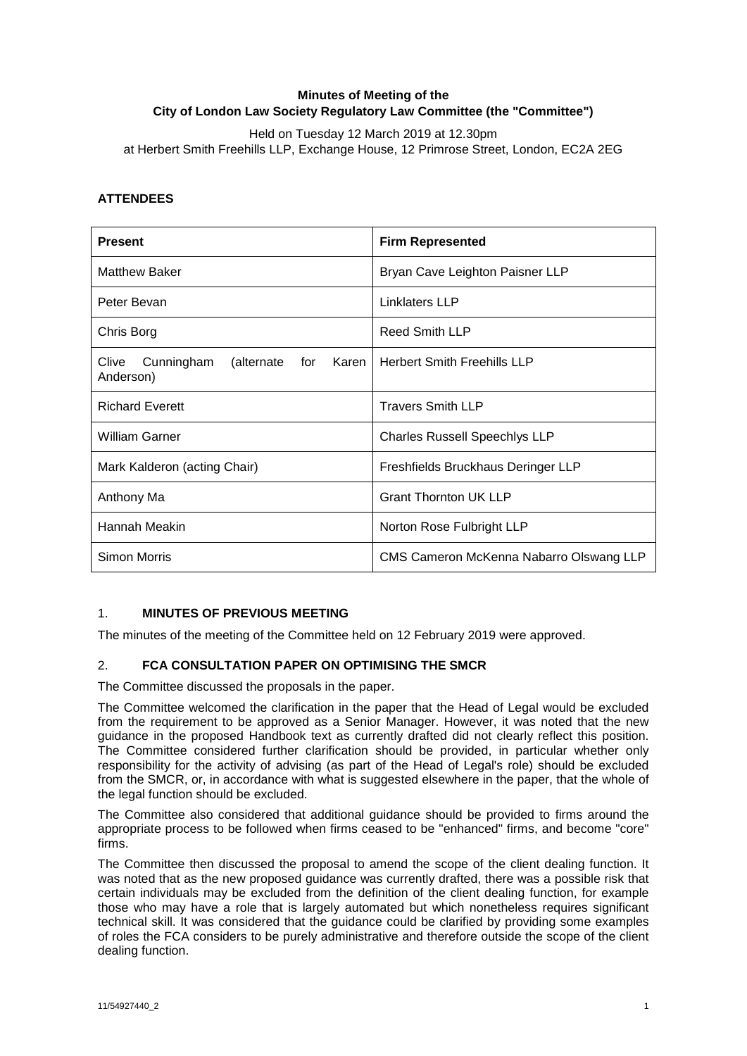**Minutes of Meeting of the**
**City of London Law Society Regulatory Law Committee (the "Committee")**

Held on Tuesday 12 March 2019 at 12.30pm
at Herbert Smith Freehills LLP, Exchange House, 12 Primrose Street, London, EC2A 2EG

## ATTENDEES

| **Present** | **Firm Represented** |
| --- | --- |
| Matthew Baker | Bryan Cave Leighton Paisner LLP |
| Peter Bevan | Linklaters LLP |
| Chris Borg | Reed Smith LLP |
| Clive Cunningham (alternate for Karen Anderson) | Herbert Smith Freehills LLP |
| Richard Everett | Travers Smith LLP |
| William Garner | Charles Russell Speechlys LLP |
| Mark Kalderon (acting Chair) | Freshfields Bruckhaus Deringer LLP |
| Anthony Ma | Grant Thornton UK LLP |
| Hannah Meakin | Norton Rose Fulbright LLP |
| Simon Morris | CMS Cameron McKenna Nabarro Olswang LLP |

### 1. MINUTES OF PREVIOUS MEETING

The minutes of the meeting of the Committee held on 12 February 2019 were approved.

### 2. FCA CONSULTATION PAPER ON OPTIMISING THE SMCR

The Committee discussed the proposals in the paper.

The Committee welcomed the clarification in the paper that the Head of Legal would be excluded from the requirement to be approved as a Senior Manager. However, it was noted that the new guidance in the proposed Handbook text as currently drafted did not clearly reflect this position. The Committee considered further clarification should be provided, in particular whether only responsibility for the activity of advising (as part of the Head of Legal's role) should be excluded from the SMCR, or, in accordance with what is suggested elsewhere in the paper, that the whole of the legal function should be excluded.

The Committee also considered that additional guidance should be provided to firms around the appropriate process to be followed when firms ceased to be "enhanced" firms, and become "core" firms.

The Committee then discussed the proposal to amend the scope of the client dealing function. It was noted that as the new proposed guidance was currently drafted, there was a possible risk that certain individuals may be excluded from the definition of the client dealing function, for example those who may have a role that is largely automated but which nonetheless requires significant technical skill. It was considered that the guidance could be clarified by providing some examples of roles the FCA considers to be purely administrative and therefore outside the scope of the client dealing function.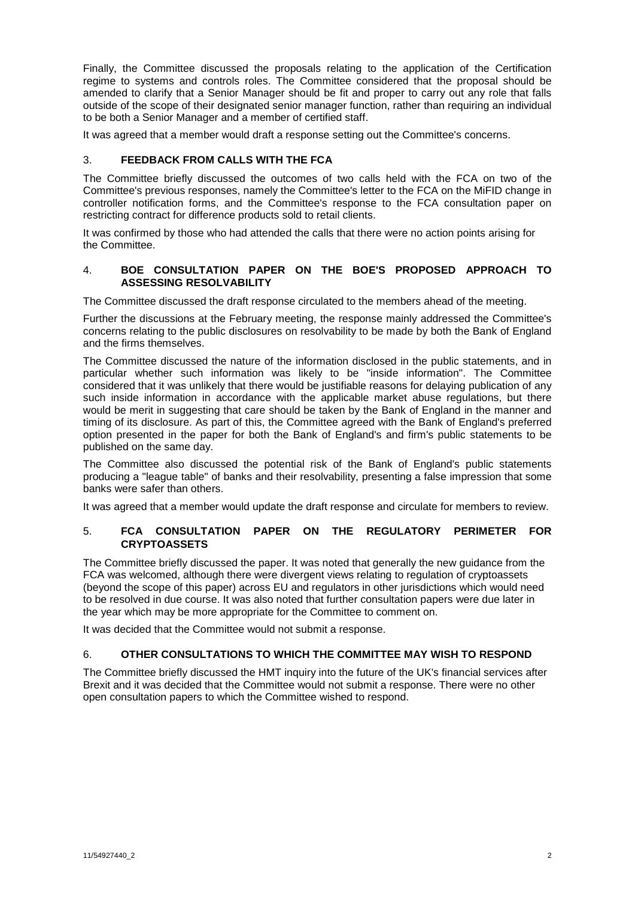Finally, the Committee discussed the proposals relating to the application of the Certification regime to systems and controls roles. The Committee considered that the proposal should be amended to clarify that a Senior Manager should be fit and proper to carry out any role that falls outside of the scope of their designated senior manager function, rather than requiring an individual to be both a Senior Manager and a member of certified staff.

It was agreed that a member would draft a response setting out the Committee's concerns.

## 3. FEEDBACK FROM CALLS WITH THE FCA

The Committee briefly discussed the outcomes of two calls held with the FCA on two of the Committee's previous responses, namely the Committee's letter to the FCA on the MiFID change in controller notification forms, and the Committee's response to the FCA consultation paper on restricting contract for difference products sold to retail clients.

It was confirmed by those who had attended the calls that there were no action points arising for the Committee.

## 4. BOE CONSULTATION PAPER ON THE BOE'S PROPOSED APPROACH TO ASSESSING RESOLVABILITY

The Committee discussed the draft response circulated to the members ahead of the meeting.

Further the discussions at the February meeting, the response mainly addressed the Committee's concerns relating to the public disclosures on resolvability to be made by both the Bank of England and the firms themselves.

The Committee discussed the nature of the information disclosed in the public statements, and in particular whether such information was likely to be "inside information". The Committee considered that it was unlikely that there would be justifiable reasons for delaying publication of any such inside information in accordance with the applicable market abuse regulations, but there would be merit in suggesting that care should be taken by the Bank of England in the manner and timing of its disclosure. As part of this, the Committee agreed with the Bank of England's preferred option presented in the paper for both the Bank of England's and firm's public statements to be published on the same day.

The Committee also discussed the potential risk of the Bank of England's public statements producing a "league table" of banks and their resolvability, presenting a false impression that some banks were safer than others.

It was agreed that a member would update the draft response and circulate for members to review.

## 5. FCA CONSULTATION PAPER ON THE REGULATORY PERIMETER FOR CRYPTOASSETS

The Committee briefly discussed the paper. It was noted that generally the new guidance from the FCA was welcomed, although there were divergent views relating to regulation of cryptoassets (beyond the scope of this paper) across EU and regulators in other jurisdictions which would need to be resolved in due course. It was also noted that further consultation papers were due later in the year which may be more appropriate for the Committee to comment on.

It was decided that the Committee would not submit a response.

## 6. OTHER CONSULTATIONS TO WHICH THE COMMITTEE MAY WISH TO RESPOND

The Committee briefly discussed the HMT inquiry into the future of the UK's financial services after Brexit and it was decided that the Committee would not submit a response. There were no other open consultation papers to which the Committee wished to respond.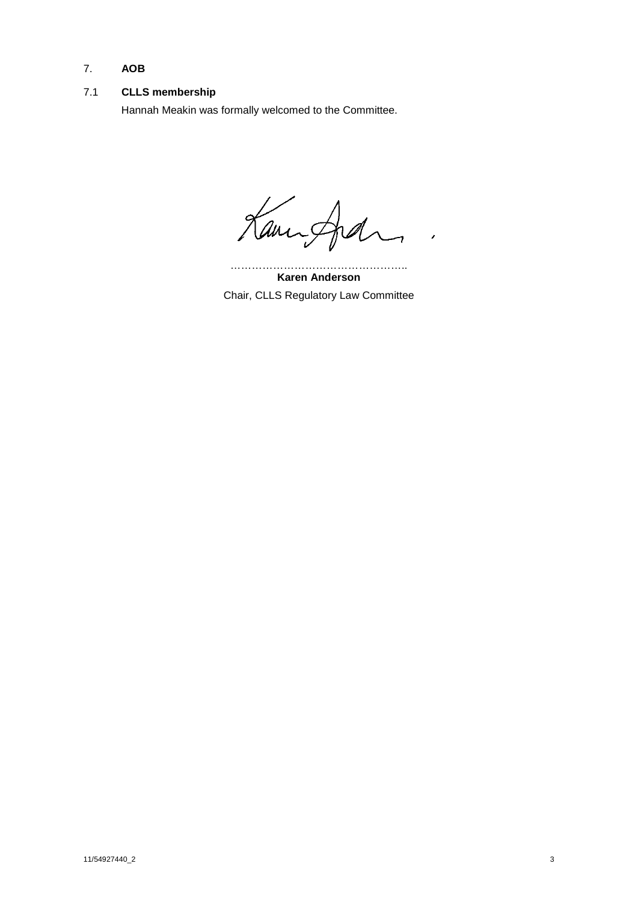## 7. AOB

### 7.1 CLLS membership

Hannah Meakin was formally welcomed to the Committee.

…………………………………………..
**Karen Anderson**
Chair, CLLS Regulatory Law Committee